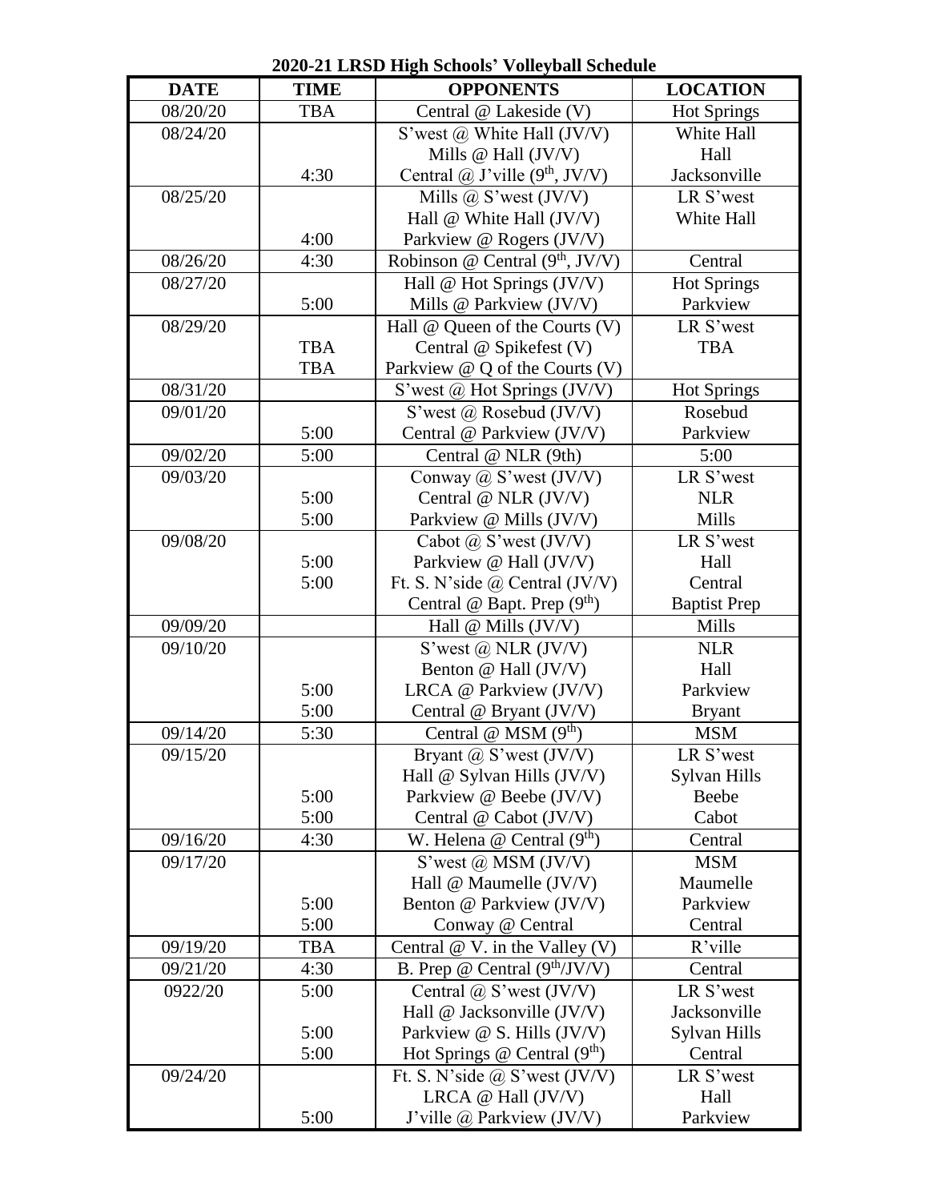**2020-21 LRSD High Schools' Volleyball Schedule**

| DATE | TIME | OPPONENTS | LOCATION |
|---|---|---|---|
| 08/20/20 | TBA | Central @ Lakeside (V) | Hot Springs |
| 08/24/20 | | S'west @ White Hall (JV/V) | White Hall |
| | | Mills @ Hall (JV/V) | Hall |
| | 4:30 | Central @ J'ville (9th, JV/V) | Jacksonville |
| 08/25/20 | | Mills @ S'west (JV/V) | LR S'west |
| | | Hall @ White Hall (JV/V) | White Hall |
| | 4:00 | Parkview @ Rogers (JV/V) | |
| 08/26/20 | 4:30 | Robinson @ Central (9th, JV/V) | Central |
| 08/27/20 | | Hall @ Hot Springs (JV/V) | Hot Springs |
| | 5:00 | Mills @ Parkview (JV/V) | Parkview |
| 08/29/20 | | Hall @ Queen of the Courts (V) | LR S'west |
| | TBA | Central @ Spikefest (V) | TBA |
| | TBA | Parkview @ Q of the Courts (V) | |
| 08/31/20 | | S'west @ Hot Springs (JV/V) | Hot Springs |
| 09/01/20 | | S'west @ Rosebud (JV/V) | Rosebud |
| | 5:00 | Central @ Parkview (JV/V) | Parkview |
| 09/02/20 | 5:00 | Central @ NLR (9th) | 5:00 |
| 09/03/20 | | Conway @ S'west (JV/V) | LR S'west |
| | 5:00 | Central @ NLR (JV/V) | NLR |
| | 5:00 | Parkview @ Mills (JV/V) | Mills |
| 09/08/20 | | Cabot @ S'west (JV/V) | LR S'west |
| | 5:00 | Parkview @ Hall (JV/V) | Hall |
| | 5:00 | Ft. S. N'side @ Central (JV/V) | Central |
| | | Central @ Bapt. Prep (9th) | Baptist Prep |
| 09/09/20 | | Hall @ Mills (JV/V) | Mills |
| 09/10/20 | | S'west @ NLR (JV/V) | NLR |
| | | Benton @ Hall (JV/V) | Hall |
| | 5:00 | LRCA @ Parkview (JV/V) | Parkview |
| | 5:00 | Central @ Bryant (JV/V) | Bryant |
| 09/14/20 | 5:30 | Central @ MSM (9th) | MSM |
| 09/15/20 | | Bryant @ S'west (JV/V) | LR S'west |
| | | Hall @ Sylvan Hills (JV/V) | Sylvan Hills |
| | 5:00 | Parkview @ Beebe (JV/V) | Beebe |
| | 5:00 | Central @ Cabot (JV/V) | Cabot |
| 09/16/20 | 4:30 | W. Helena @ Central (9th) | Central |
| 09/17/20 | | S'west @ MSM (JV/V) | MSM |
| | | Hall @ Maumelle (JV/V) | Maumelle |
| | 5:00 | Benton @ Parkview (JV/V) | Parkview |
| | 5:00 | Conway @ Central | Central |
| 09/19/20 | TBA | Central @ V. in the Valley (V) | R'ville |
| 09/21/20 | 4:30 | B. Prep @ Central (9th/JV/V) | Central |
| 0922/20 | 5:00 | Central @ S'west (JV/V) | LR S'west |
| | | Hall @ Jacksonville (JV/V) | Jacksonville |
| | 5:00 | Parkview @ S. Hills (JV/V) | Sylvan Hills |
| | 5:00 | Hot Springs @ Central (9th) | Central |
| 09/24/20 | | Ft. S. N'side @ S'west (JV/V) | LR S'west |
| | | LRCA @ Hall (JV/V) | Hall |
| | 5:00 | J'ville @ Parkview (JV/V) | Parkview |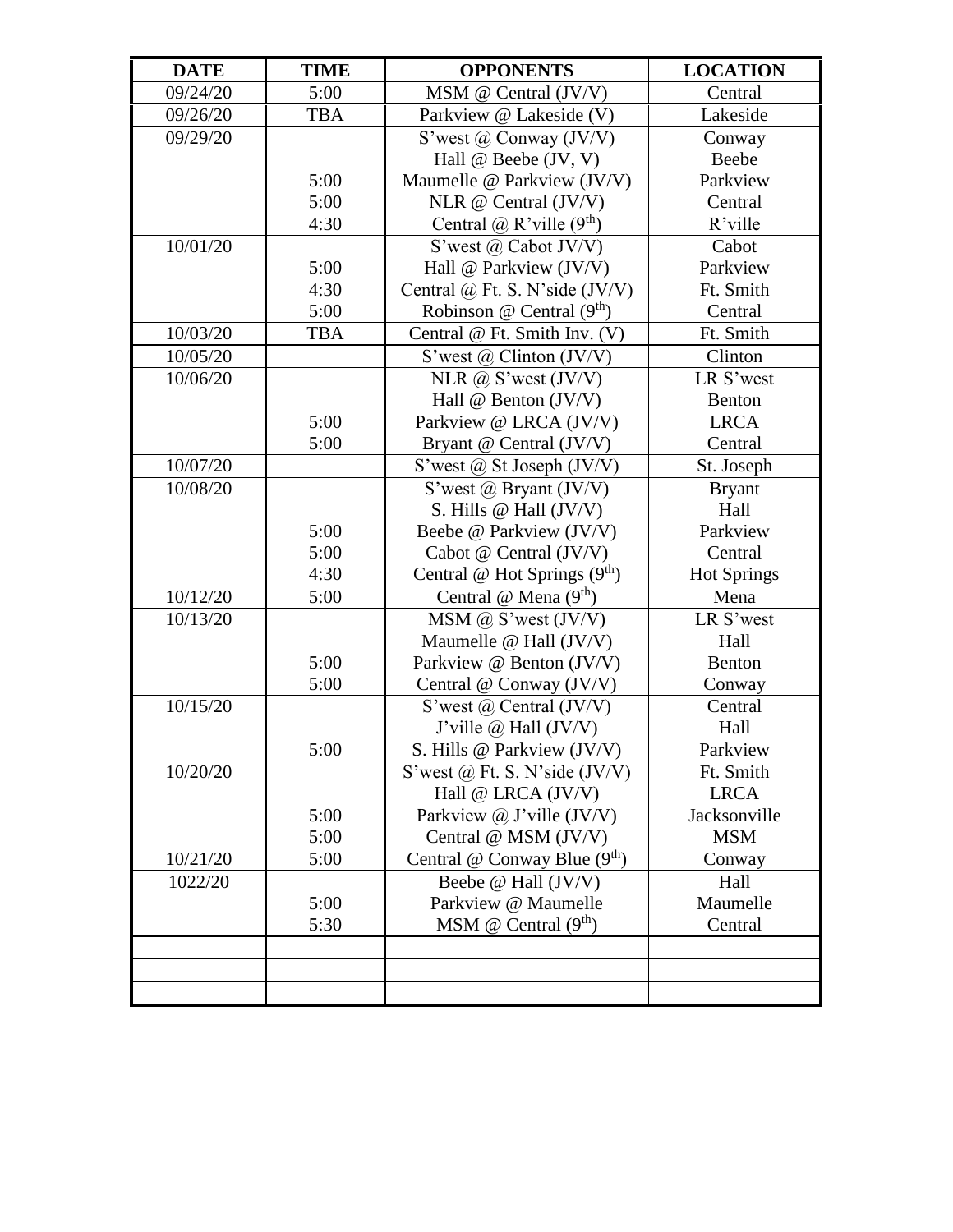| DATE | TIME | OPPONENTS | LOCATION |
|---|---|---|---|
| 09/24/20 | 5:00 | MSM @ Central (JV/V) | Central |
| 09/26/20 | TBA | Parkview @ Lakeside (V) | Lakeside |
| 09/29/20 | | S'west @ Conway (JV/V) | Conway |
| | | Hall @ Beebe (JV, V) | Beebe |
| | 5:00 | Maumelle @ Parkview (JV/V) | Parkview |
| | 5:00 | NLR @ Central (JV/V) | Central |
| | 4:30 | Central @ R'ville (9th) | R'ville |
| 10/01/20 | | S'west @ Cabot JV/V) | Cabot |
| | 5:00 | Hall @ Parkview (JV/V) | Parkview |
| | 4:30 | Central @ Ft. S. N'side (JV/V) | Ft. Smith |
| | 5:00 | Robinson @ Central (9th) | Central |
| 10/03/20 | TBA | Central @ Ft. Smith Inv. (V) | Ft. Smith |
| 10/05/20 | | S'west @ Clinton (JV/V) | Clinton |
| 10/06/20 | | NLR @ S'west (JV/V) | LR S'west |
| | | Hall @ Benton (JV/V) | Benton |
| | 5:00 | Parkview @ LRCA (JV/V) | LRCA |
| | 5:00 | Bryant @ Central (JV/V) | Central |
| 10/07/20 | | S'west @ St Joseph (JV/V) | St. Joseph |
| 10/08/20 | | S'west @ Bryant (JV/V) | Bryant |
| | | S. Hills @ Hall (JV/V) | Hall |
| | 5:00 | Beebe @ Parkview (JV/V) | Parkview |
| | 5:00 | Cabot @ Central (JV/V) | Central |
| | 4:30 | Central @ Hot Springs (9th) | Hot Springs |
| 10/12/20 | 5:00 | Central @ Mena (9th) | Mena |
| 10/13/20 | | MSM @ S'west (JV/V) | LR S'west |
| | | Maumelle @ Hall (JV/V) | Hall |
| | 5:00 | Parkview @ Benton (JV/V) | Benton |
| | 5:00 | Central @ Conway (JV/V) | Conway |
| 10/15/20 | | S'west @ Central (JV/V) | Central |
| | | J'ville @ Hall (JV/V) | Hall |
| | 5:00 | S. Hills @ Parkview (JV/V) | Parkview |
| 10/20/20 | | S'west @ Ft. S. N'side (JV/V) | Ft. Smith |
| | | Hall @ LRCA (JV/V) | LRCA |
| | 5:00 | Parkview @ J'ville (JV/V) | Jacksonville |
| | 5:00 | Central @ MSM (JV/V) | MSM |
| 10/21/20 | 5:00 | Central @ Conway Blue (9th) | Conway |
| 1022/20 | | Beebe @ Hall (JV/V) | Hall |
| | 5:00 | Parkview @ Maumelle | Maumelle |
| | 5:30 | MSM @ Central (9th) | Central |
| | | | |
| | | | |
| | | | |